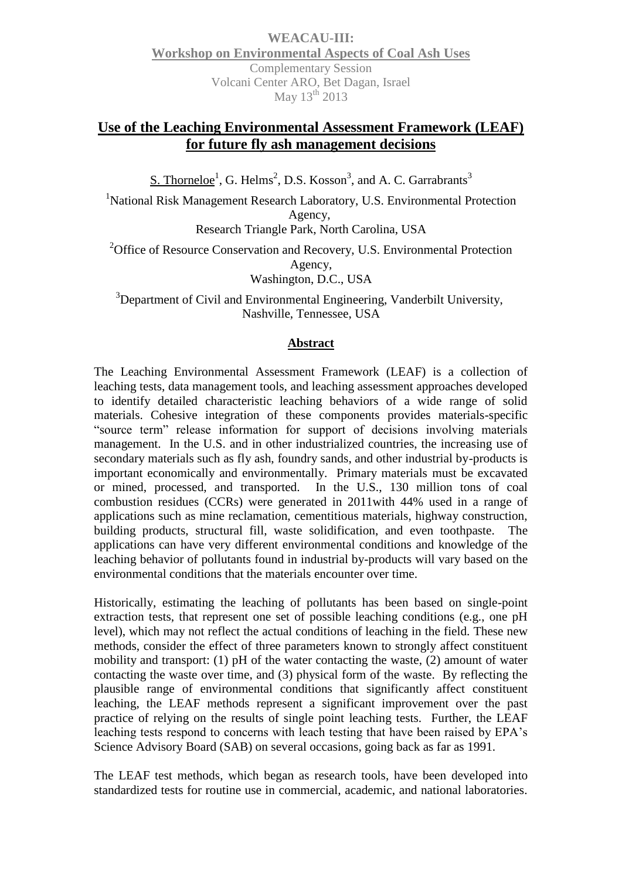**WEACAU-III:**
**Workshop on Environmental Aspects of Coal Ash Uses**
Complementary Session
Volcani Center ARO, Bet Dagan, Israel
May 13th 2013

# Use of the Leaching Environmental Assessment Framework (LEAF) for future fly ash management decisions

S. Thorneloe[1], G. Helms[2], D.S. Kosson[3], and A. C. Garrabrants[3]

[1]National Risk Management Research Laboratory, U.S. Environmental Protection Agency,
Research Triangle Park, North Carolina, USA

[2]Office of Resource Conservation and Recovery, U.S. Environmental Protection Agency,
Washington, D.C., USA

[3]Department of Civil and Environmental Engineering, Vanderbilt University, Nashville, Tennessee, USA

## Abstract

The Leaching Environmental Assessment Framework (LEAF) is a collection of leaching tests, data management tools, and leaching assessment approaches developed to identify detailed characteristic leaching behaviors of a wide range of solid materials. Cohesive integration of these components provides materials-specific "source term" release information for support of decisions involving materials management. In the U.S. and in other industrialized countries, the increasing use of secondary materials such as fly ash, foundry sands, and other industrial by-products is important economically and environmentally. Primary materials must be excavated or mined, processed, and transported. In the U.S., 130 million tons of coal combustion residues (CCRs) were generated in 2011with 44% used in a range of applications such as mine reclamation, cementitious materials, highway construction, building products, structural fill, waste solidification, and even toothpaste. The applications can have very different environmental conditions and knowledge of the leaching behavior of pollutants found in industrial by-products will vary based on the environmental conditions that the materials encounter over time.

Historically, estimating the leaching of pollutants has been based on single-point extraction tests, that represent one set of possible leaching conditions (e.g., one pH level), which may not reflect the actual conditions of leaching in the field. These new methods, consider the effect of three parameters known to strongly affect constituent mobility and transport: (1) pH of the water contacting the waste, (2) amount of water contacting the waste over time, and (3) physical form of the waste. By reflecting the plausible range of environmental conditions that significantly affect constituent leaching, the LEAF methods represent a significant improvement over the past practice of relying on the results of single point leaching tests. Further, the LEAF leaching tests respond to concerns with leach testing that have been raised by EPA's Science Advisory Board (SAB) on several occasions, going back as far as 1991.

The LEAF test methods, which began as research tools, have been developed into standardized tests for routine use in commercial, academic, and national laboratories.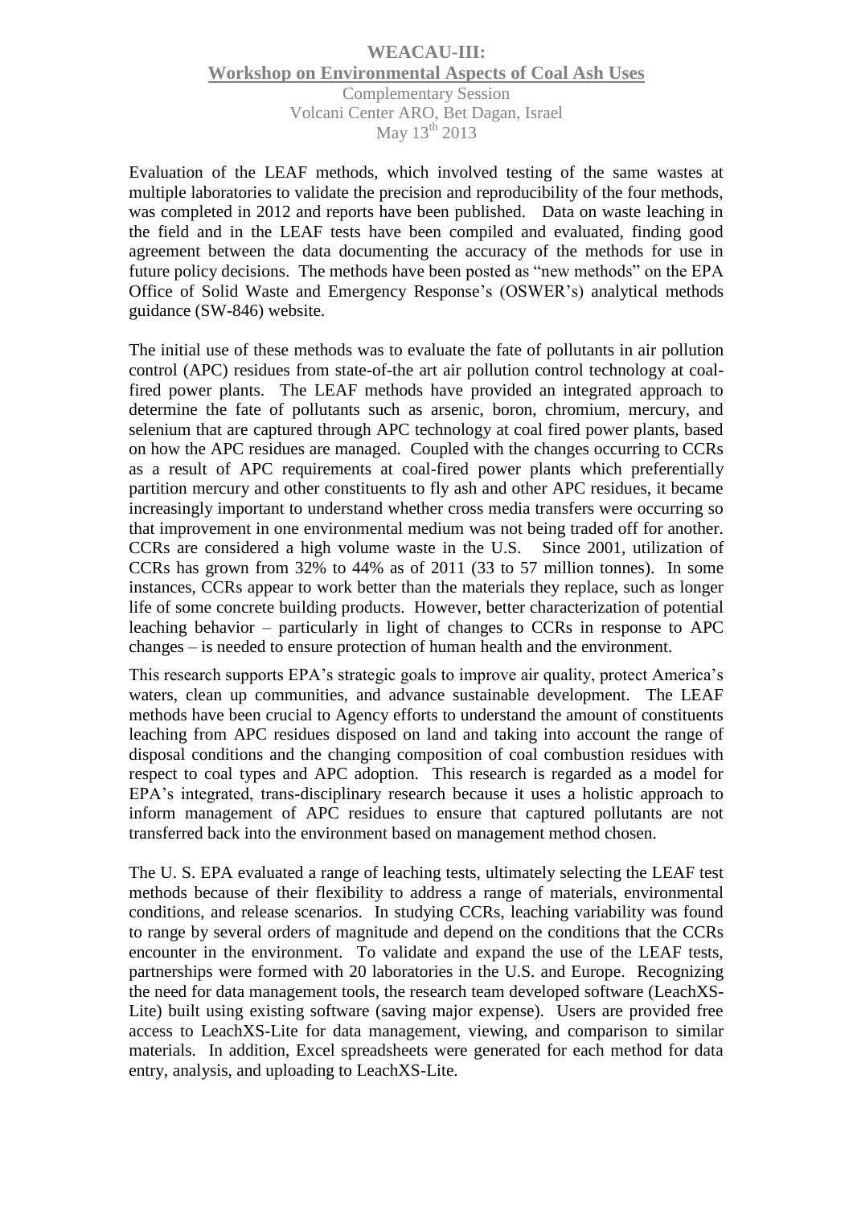Evaluation of the LEAF methods, which involved testing of the same wastes at multiple laboratories to validate the precision and reproducibility of the four methods, was completed in 2012 and reports have been published. Data on waste leaching in the field and in the LEAF tests have been compiled and evaluated, finding good agreement between the data documenting the accuracy of the methods for use in future policy decisions. The methods have been posted as "new methods" on the EPA Office of Solid Waste and Emergency Response's (OSWER's) analytical methods guidance (SW-846) website.

The initial use of these methods was to evaluate the fate of pollutants in air pollution control (APC) residues from state-of-the art air pollution control technology at coal-fired power plants. The LEAF methods have provided an integrated approach to determine the fate of pollutants such as arsenic, boron, chromium, mercury, and selenium that are captured through APC technology at coal fired power plants, based on how the APC residues are managed. Coupled with the changes occurring to CCRs as a result of APC requirements at coal-fired power plants which preferentially partition mercury and other constituents to fly ash and other APC residues, it became increasingly important to understand whether cross media transfers were occurring so that improvement in one environmental medium was not being traded off for another. CCRs are considered a high volume waste in the U.S. Since 2001, utilization of CCRs has grown from 32% to 44% as of 2011 (33 to 57 million tonnes). In some instances, CCRs appear to work better than the materials they replace, such as longer life of some concrete building products. However, better characterization of potential leaching behavior – particularly in light of changes to CCRs in response to APC changes – is needed to ensure protection of human health and the environment.

This research supports EPA's strategic goals to improve air quality, protect America's waters, clean up communities, and advance sustainable development. The LEAF methods have been crucial to Agency efforts to understand the amount of constituents leaching from APC residues disposed on land and taking into account the range of disposal conditions and the changing composition of coal combustion residues with respect to coal types and APC adoption. This research is regarded as a model for EPA's integrated, trans-disciplinary research because it uses a holistic approach to inform management of APC residues to ensure that captured pollutants are not transferred back into the environment based on management method chosen.

The U. S. EPA evaluated a range of leaching tests, ultimately selecting the LEAF test methods because of their flexibility to address a range of materials, environmental conditions, and release scenarios. In studying CCRs, leaching variability was found to range by several orders of magnitude and depend on the conditions that the CCRs encounter in the environment. To validate and expand the use of the LEAF tests, partnerships were formed with 20 laboratories in the U.S. and Europe. Recognizing the need for data management tools, the research team developed software (LeachXS-Lite) built using existing software (saving major expense). Users are provided free access to LeachXS-Lite for data management, viewing, and comparison to similar materials. In addition, Excel spreadsheets were generated for each method for data entry, analysis, and uploading to LeachXS-Lite.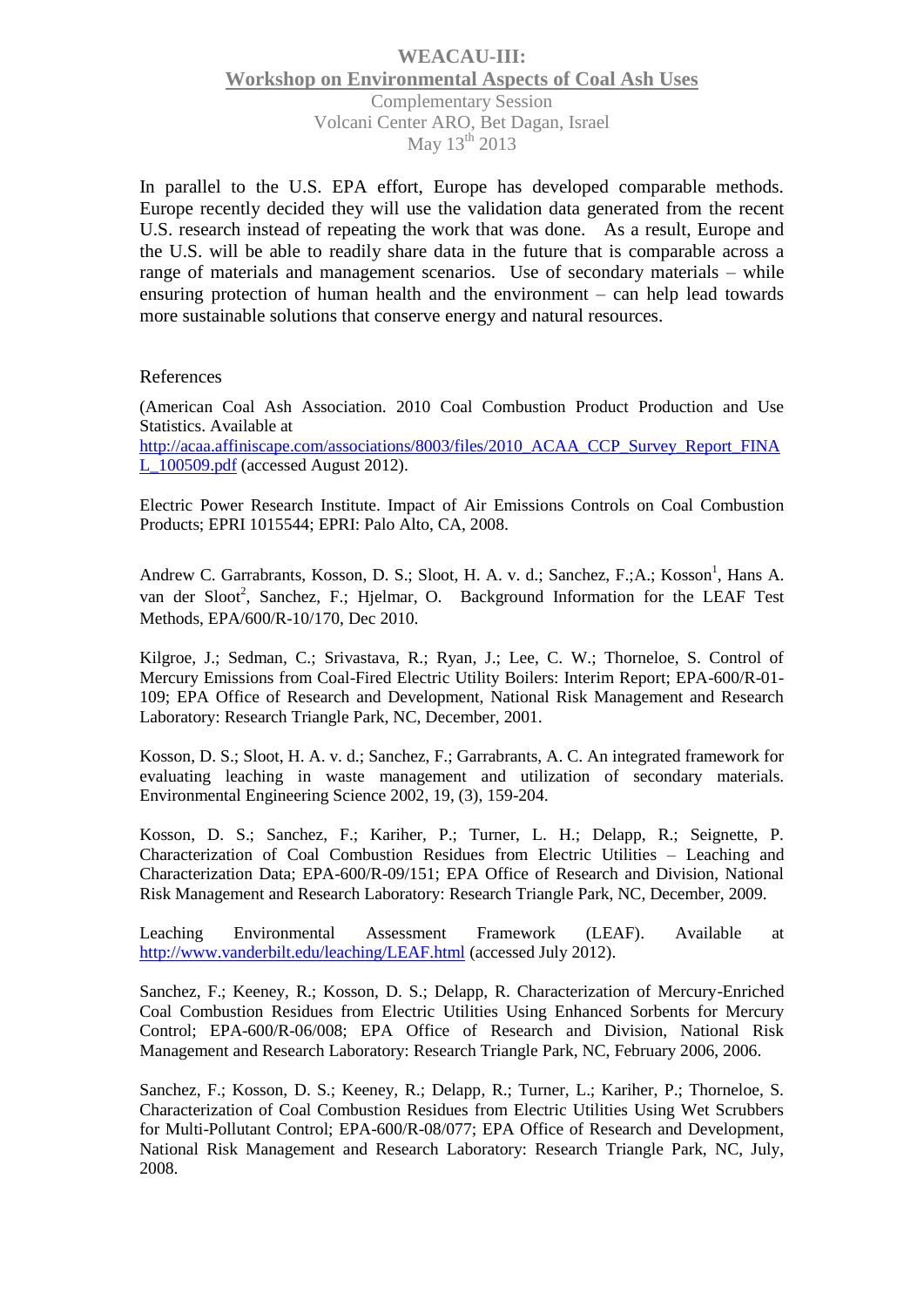In parallel to the U.S. EPA effort, Europe has developed comparable methods. Europe recently decided they will use the validation data generated from the recent U.S. research instead of repeating the work that was done. As a result, Europe and the U.S. will be able to readily share data in the future that is comparable across a range of materials and management scenarios. Use of secondary materials – while ensuring protection of human health and the environment – can help lead towards more sustainable solutions that conserve energy and natural resources.

References

(American Coal Ash Association. 2010 Coal Combustion Product Production and Use Statistics. Available at http://acaa.affiniscape.com/associations/8003/files/2010_ACAA_CCP_Survey_Report_FINAL_100509.pdf (accessed August 2012).

Electric Power Research Institute. Impact of Air Emissions Controls on Coal Combustion Products; EPRI 1015544; EPRI: Palo Alto, CA, 2008.

Andrew C. Garrabrants, Kosson, D. S.; Sloot, H. A. v. d.; Sanchez, F.;A.; Kosson[1], Hans A. van der Sloot[2], Sanchez, F.; Hjelmar, O. Background Information for the LEAF Test Methods, EPA/600/R-10/170, Dec 2010.

Kilgroe, J.; Sedman, C.; Srivastava, R.; Ryan, J.; Lee, C. W.; Thorneloe, S. Control of Mercury Emissions from Coal-Fired Electric Utility Boilers: Interim Report; EPA-600/R-01-109; EPA Office of Research and Development, National Risk Management and Research Laboratory: Research Triangle Park, NC, December, 2001.

Kosson, D. S.; Sloot, H. A. v. d.; Sanchez, F.; Garrabrants, A. C. An integrated framework for evaluating leaching in waste management and utilization of secondary materials. Environmental Engineering Science 2002, 19, (3), 159-204.

Kosson, D. S.; Sanchez, F.; Kariher, P.; Turner, L. H.; Delapp, R.; Seignette, P. Characterization of Coal Combustion Residues from Electric Utilities – Leaching and Characterization Data; EPA-600/R-09/151; EPA Office of Research and Division, National Risk Management and Research Laboratory: Research Triangle Park, NC, December, 2009.

Leaching Environmental Assessment Framework (LEAF). Available at http://www.vanderbilt.edu/leaching/LEAF.html (accessed July 2012).

Sanchez, F.; Keeney, R.; Kosson, D. S.; Delapp, R. Characterization of Mercury-Enriched Coal Combustion Residues from Electric Utilities Using Enhanced Sorbents for Mercury Control; EPA-600/R-06/008; EPA Office of Research and Division, National Risk Management and Research Laboratory: Research Triangle Park, NC, February 2006, 2006.

Sanchez, F.; Kosson, D. S.; Keeney, R.; Delapp, R.; Turner, L.; Kariher, P.; Thorneloe, S. Characterization of Coal Combustion Residues from Electric Utilities Using Wet Scrubbers for Multi-Pollutant Control; EPA-600/R-08/077; EPA Office of Research and Development, National Risk Management and Research Laboratory: Research Triangle Park, NC, July, 2008.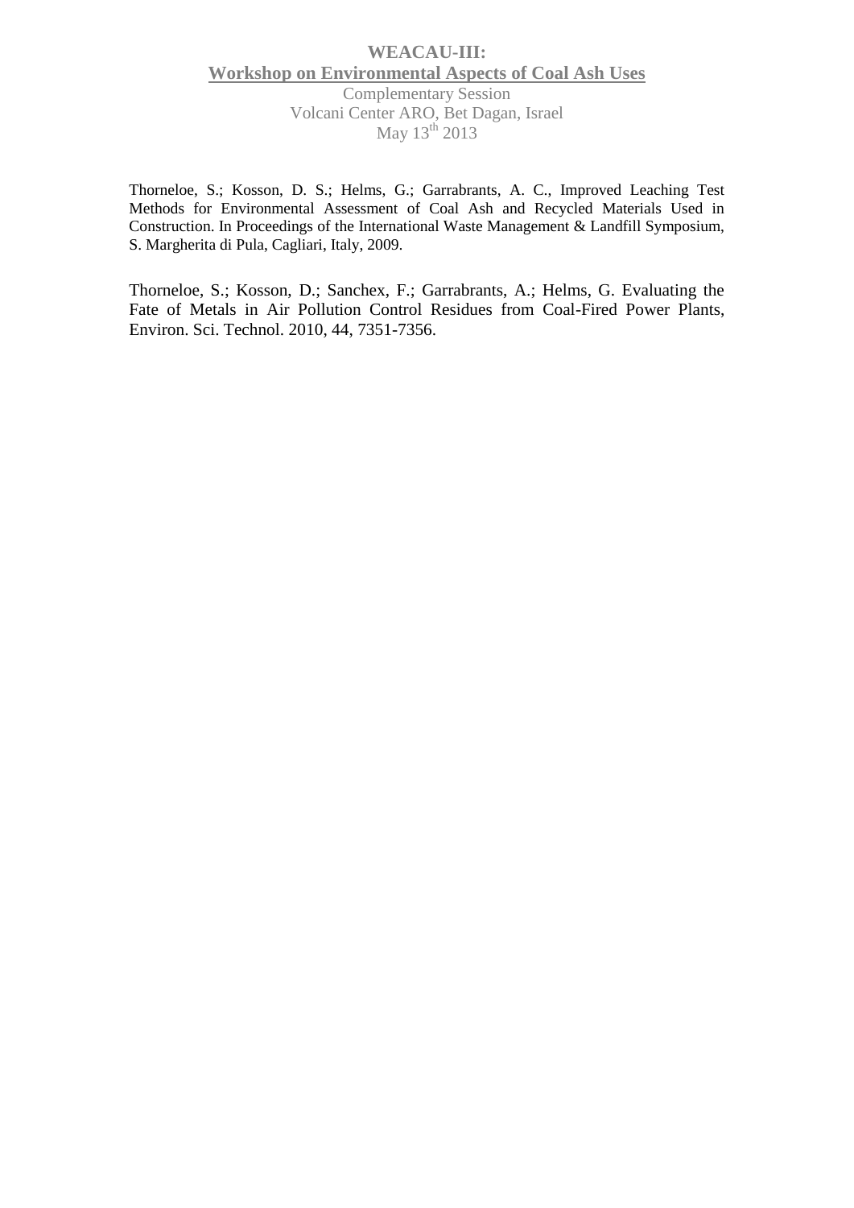Thorneloe, S.; Kosson, D. S.; Helms, G.; Garrabrants, A. C., Improved Leaching Test Methods for Environmental Assessment of Coal Ash and Recycled Materials Used in Construction. In Proceedings of the International Waste Management & Landfill Symposium, S. Margherita di Pula, Cagliari, Italy, 2009.

Thorneloe, S.; Kosson, D.; Sanchex, F.; Garrabrants, A.; Helms, G. Evaluating the Fate of Metals in Air Pollution Control Residues from Coal-Fired Power Plants, Environ. Sci. Technol. 2010, 44, 7351-7356.